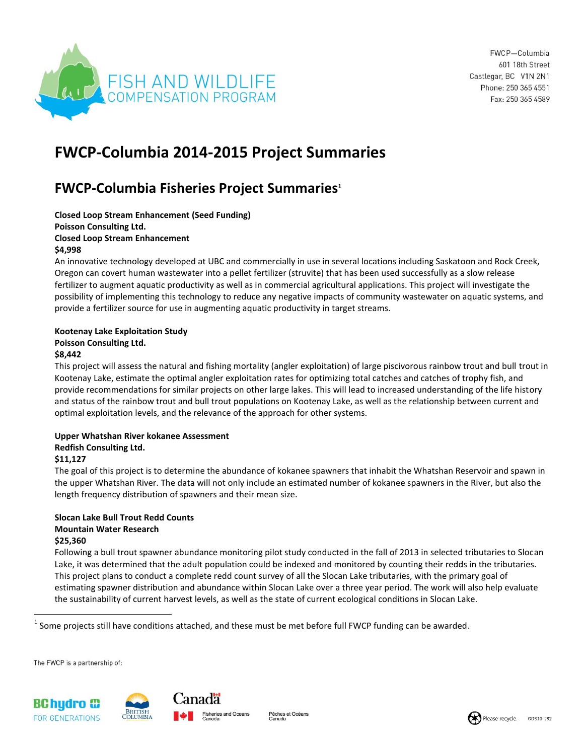FWCP—Columbia
601 18th Street
Castlegar, BC V1N 2N1
Phone: 250 365 4551
Fax: 250 365 4589

# FWCP-Columbia 2014-2015 Project Summaries

## FWCP-Columbia Fisheries Project Summaries[1]

**Closed Loop Stream Enhancement (Seed Funding)**
**Poisson Consulting Ltd.**
**Closed Loop Stream Enhancement**
**$4,998**

An innovative technology developed at UBC and commercially in use in several locations including Saskatoon and Rock Creek, Oregon can covert human wastewater into a pellet fertilizer (struvite) that has been used successfully as a slow release fertilizer to augment aquatic productivity as well as in commercial agricultural applications. This project will investigate the possibility of implementing this technology to reduce any negative impacts of community wastewater on aquatic systems, and provide a fertilizer source for use in augmenting aquatic productivity in target streams.

**Kootenay Lake Exploitation Study**
**Poisson Consulting Ltd.**
**$8,442**

This project will assess the natural and fishing mortality (angler exploitation) of large piscivorous rainbow trout and bull trout in Kootenay Lake, estimate the optimal angler exploitation rates for optimizing total catches and catches of trophy fish, and provide recommendations for similar projects on other large lakes. This will lead to increased understanding of the life history and status of the rainbow trout and bull trout populations on Kootenay Lake, as well as the relationship between current and optimal exploitation levels, and the relevance of the approach for other systems.

**Upper Whatshan River kokanee Assessment**
**Redfish Consulting Ltd.**
**$11,127**

The goal of this project is to determine the abundance of kokanee spawners that inhabit the Whatshan Reservoir and spawn in the upper Whatshan River. The data will not only include an estimated number of kokanee spawners in the River, but also the length frequency distribution of spawners and their mean size.

**Slocan Lake Bull Trout Redd Counts**
**Mountain Water Research**
**$25,360**

Following a bull trout spawner abundance monitoring pilot study conducted in the fall of 2013 in selected tributaries to Slocan Lake, it was determined that the adult population could be indexed and monitored by counting their redds in the tributaries. This project plans to conduct a complete redd count survey of all the Slocan Lake tributaries, with the primary goal of estimating spawner distribution and abundance within Slocan Lake over a three year period. The work will also help evaluate the sustainability of current harvest levels, as well as the state of current ecological conditions in Slocan Lake.

[1] Some projects still have conditions attached, and these must be met before full FWCP funding can be awarded.

The FWCP is a partnership of: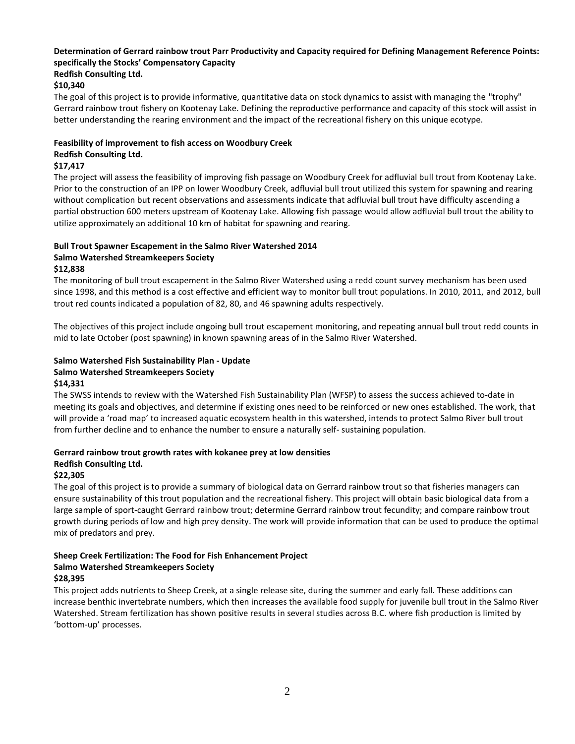**Determination of Gerrard rainbow trout Parr Productivity and Capacity required for Defining Management Reference Points: specifically the Stocks' Compensatory Capacity**
**Redfish Consulting Ltd.**
**$10,340**

The goal of this project is to provide informative, quantitative data on stock dynamics to assist with managing the "trophy" Gerrard rainbow trout fishery on Kootenay Lake. Defining the reproductive performance and capacity of this stock will assist in better understanding the rearing environment and the impact of the recreational fishery on this unique ecotype.

**Feasibility of improvement to fish access on Woodbury Creek**
**Redfish Consulting Ltd.**
**$17,417**

The project will assess the feasibility of improving fish passage on Woodbury Creek for adfluvial bull trout from Kootenay Lake. Prior to the construction of an IPP on lower Woodbury Creek, adfluvial bull trout utilized this system for spawning and rearing without complication but recent observations and assessments indicate that adfluvial bull trout have difficulty ascending a partial obstruction 600 meters upstream of Kootenay Lake. Allowing fish passage would allow adfluvial bull trout the ability to utilize approximately an additional 10 km of habitat for spawning and rearing.

**Bull Trout Spawner Escapement in the Salmo River Watershed 2014**
**Salmo Watershed Streamkeepers Society**
**$12,838**

The monitoring of bull trout escapement in the Salmo River Watershed using a redd count survey mechanism has been used since 1998, and this method is a cost effective and efficient way to monitor bull trout populations. In 2010, 2011, and 2012, bull trout red counts indicated a population of 82, 80, and 46 spawning adults respectively.

The objectives of this project include ongoing bull trout escapement monitoring, and repeating annual bull trout redd counts in mid to late October (post spawning) in known spawning areas of in the Salmo River Watershed.

**Salmo Watershed Fish Sustainability Plan - Update**
**Salmo Watershed Streamkeepers Society**
**$14,331**

The SWSS intends to review with the Watershed Fish Sustainability Plan (WFSP) to assess the success achieved to-date in meeting its goals and objectives, and determine if existing ones need to be reinforced or new ones established. The work, that will provide a 'road map' to increased aquatic ecosystem health in this watershed, intends to protect Salmo River bull trout from further decline and to enhance the number to ensure a naturally self- sustaining population.

**Gerrard rainbow trout growth rates with kokanee prey at low densities**
**Redfish Consulting Ltd.**
**$22,305**

The goal of this project is to provide a summary of biological data on Gerrard rainbow trout so that fisheries managers can ensure sustainability of this trout population and the recreational fishery. This project will obtain basic biological data from a large sample of sport-caught Gerrard rainbow trout; determine Gerrard rainbow trout fecundity; and compare rainbow trout growth during periods of low and high prey density. The work will provide information that can be used to produce the optimal mix of predators and prey.

**Sheep Creek Fertilization: The Food for Fish Enhancement Project**
**Salmo Watershed Streamkeepers Society**
**$28,395**

This project adds nutrients to Sheep Creek, at a single release site, during the summer and early fall. These additions can increase benthic invertebrate numbers, which then increases the available food supply for juvenile bull trout in the Salmo River Watershed. Stream fertilization has shown positive results in several studies across B.C. where fish production is limited by 'bottom-up' processes.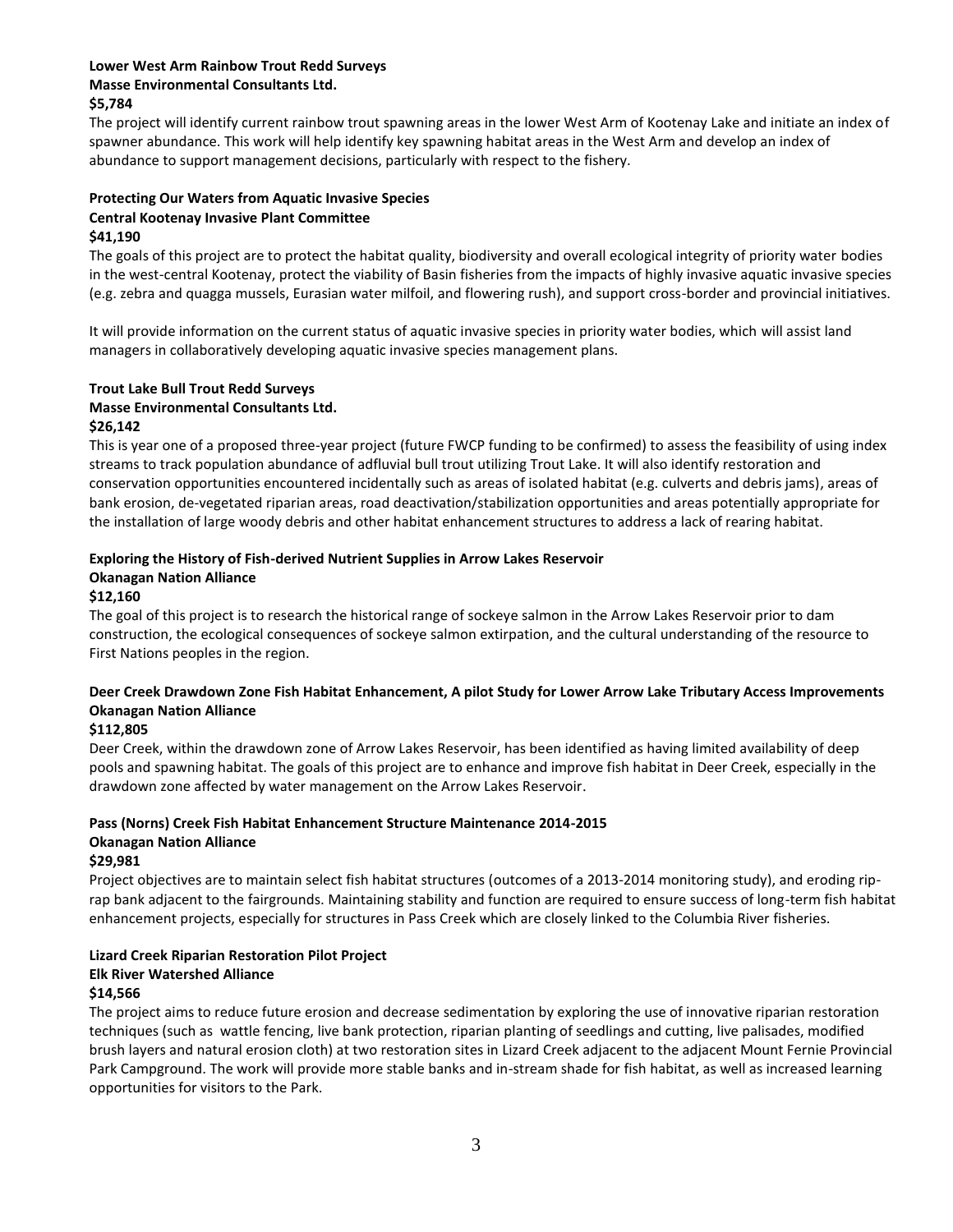**Lower West Arm Rainbow Trout Redd Surveys**
**Masse Environmental Consultants Ltd.**
**$5,784**

The project will identify current rainbow trout spawning areas in the lower West Arm of Kootenay Lake and initiate an index of spawner abundance. This work will help identify key spawning habitat areas in the West Arm and develop an index of abundance to support management decisions, particularly with respect to the fishery.

**Protecting Our Waters from Aquatic Invasive Species**
**Central Kootenay Invasive Plant Committee**
**$41,190**

The goals of this project are to protect the habitat quality, biodiversity and overall ecological integrity of priority water bodies in the west-central Kootenay, protect the viability of Basin fisheries from the impacts of highly invasive aquatic invasive species (e.g. zebra and quagga mussels, Eurasian water milfoil, and flowering rush), and support cross-border and provincial initiatives.

It will provide information on the current status of aquatic invasive species in priority water bodies, which will assist land managers in collaboratively developing aquatic invasive species management plans.

**Trout Lake Bull Trout Redd Surveys**
**Masse Environmental Consultants Ltd.**
**$26,142**

This is year one of a proposed three-year project (future FWCP funding to be confirmed) to assess the feasibility of using index streams to track population abundance of adfluvial bull trout utilizing Trout Lake. It will also identify restoration and conservation opportunities encountered incidentally such as areas of isolated habitat (e.g. culverts and debris jams), areas of bank erosion, de-vegetated riparian areas, road deactivation/stabilization opportunities and areas potentially appropriate for the installation of large woody debris and other habitat enhancement structures to address a lack of rearing habitat.

**Exploring the History of Fish-derived Nutrient Supplies in Arrow Lakes Reservoir**
**Okanagan Nation Alliance**
**$12,160**

The goal of this project is to research the historical range of sockeye salmon in the Arrow Lakes Reservoir prior to dam construction, the ecological consequences of sockeye salmon extirpation, and the cultural understanding of the resource to First Nations peoples in the region.

**Deer Creek Drawdown Zone Fish Habitat Enhancement, A pilot Study for Lower Arrow Lake Tributary Access Improvements**
**Okanagan Nation Alliance**
**$112,805**

Deer Creek, within the drawdown zone of Arrow Lakes Reservoir, has been identified as having limited availability of deep pools and spawning habitat. The goals of this project are to enhance and improve fish habitat in Deer Creek, especially in the drawdown zone affected by water management on the Arrow Lakes Reservoir.

**Pass (Norns) Creek Fish Habitat Enhancement Structure Maintenance 2014-2015**
**Okanagan Nation Alliance**
**$29,981**

Project objectives are to maintain select fish habitat structures (outcomes of a 2013-2014 monitoring study), and eroding rip-rap bank adjacent to the fairgrounds. Maintaining stability and function are required to ensure success of long-term fish habitat enhancement projects, especially for structures in Pass Creek which are closely linked to the Columbia River fisheries.

**Lizard Creek Riparian Restoration Pilot Project**
**Elk River Watershed Alliance**
**$14,566**

The project aims to reduce future erosion and decrease sedimentation by exploring the use of innovative riparian restoration techniques (such as wattle fencing, live bank protection, riparian planting of seedlings and cutting, live palisades, modified brush layers and natural erosion cloth) at two restoration sites in Lizard Creek adjacent to the adjacent Mount Fernie Provincial Park Campground. The work will provide more stable banks and in-stream shade for fish habitat, as well as increased learning opportunities for visitors to the Park.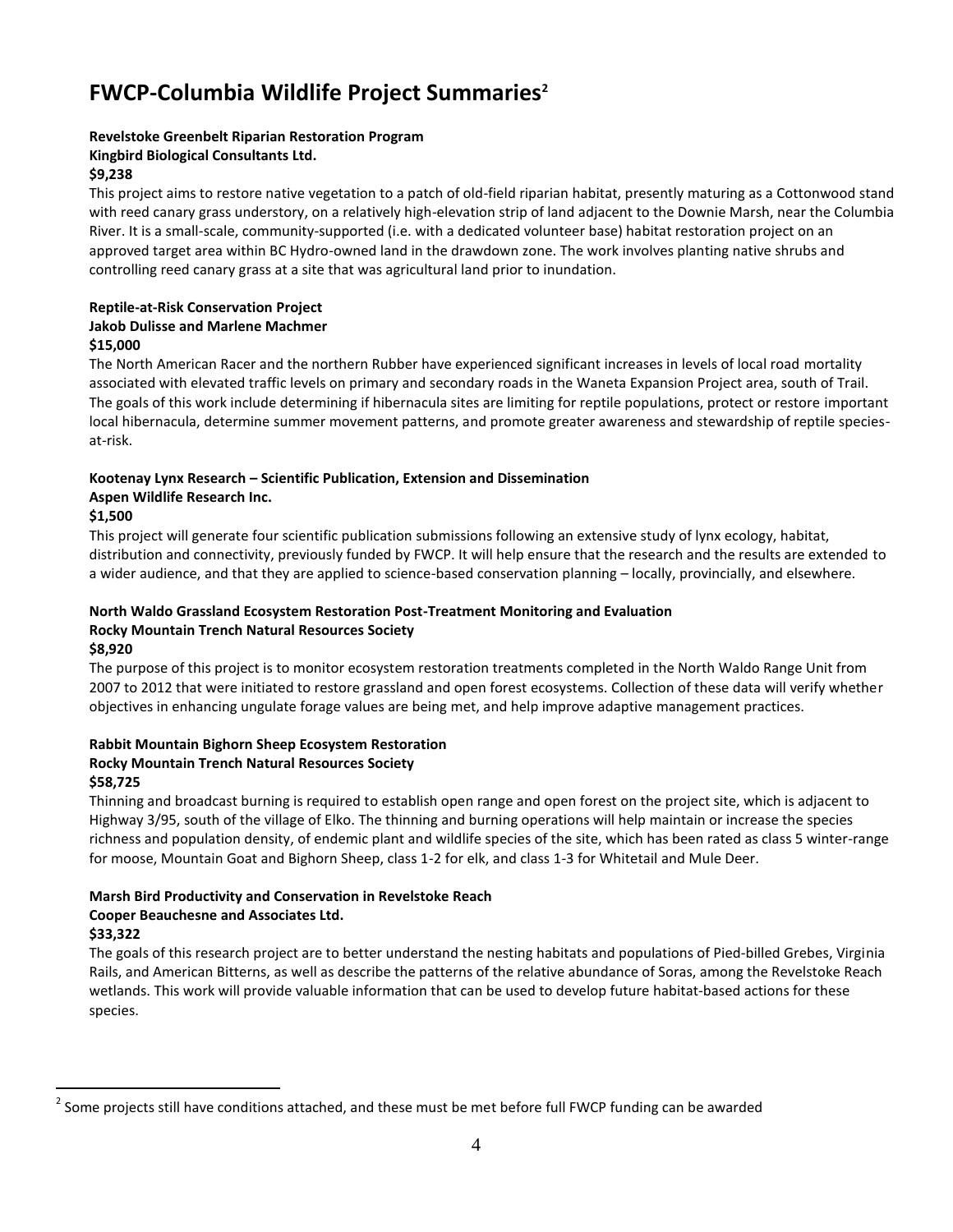# FWCP-Columbia Wildlife Project Summaries[2]

**Revelstoke Greenbelt Riparian Restoration Program**
**Kingbird Biological Consultants Ltd.**
**$9,238**

This project aims to restore native vegetation to a patch of old-field riparian habitat, presently maturing as a Cottonwood stand with reed canary grass understory, on a relatively high-elevation strip of land adjacent to the Downie Marsh, near the Columbia River. It is a small-scale, community-supported (i.e. with a dedicated volunteer base) habitat restoration project on an approved target area within BC Hydro-owned land in the drawdown zone. The work involves planting native shrubs and controlling reed canary grass at a site that was agricultural land prior to inundation.

**Reptile-at-Risk Conservation Project**
**Jakob Dulisse and Marlene Machmer**
**$15,000**

The North American Racer and the northern Rubber have experienced significant increases in levels of local road mortality associated with elevated traffic levels on primary and secondary roads in the Waneta Expansion Project area, south of Trail. The goals of this work include determining if hibernacula sites are limiting for reptile populations, protect or restore important local hibernacula, determine summer movement patterns, and promote greater awareness and stewardship of reptile species-at-risk.

**Kootenay Lynx Research – Scientific Publication, Extension and Dissemination**
**Aspen Wildlife Research Inc.**
**$1,500**

This project will generate four scientific publication submissions following an extensive study of lynx ecology, habitat, distribution and connectivity, previously funded by FWCP. It will help ensure that the research and the results are extended to a wider audience, and that they are applied to science-based conservation planning – locally, provincially, and elsewhere.

**North Waldo Grassland Ecosystem Restoration Post-Treatment Monitoring and Evaluation**
**Rocky Mountain Trench Natural Resources Society**
**$8,920**

The purpose of this project is to monitor ecosystem restoration treatments completed in the North Waldo Range Unit from 2007 to 2012 that were initiated to restore grassland and open forest ecosystems. Collection of these data will verify whether objectives in enhancing ungulate forage values are being met, and help improve adaptive management practices.

**Rabbit Mountain Bighorn Sheep Ecosystem Restoration**
**Rocky Mountain Trench Natural Resources Society**
**$58,725**

Thinning and broadcast burning is required to establish open range and open forest on the project site, which is adjacent to Highway 3/95, south of the village of Elko. The thinning and burning operations will help maintain or increase the species richness and population density, of endemic plant and wildlife species of the site, which has been rated as class 5 winter-range for moose, Mountain Goat and Bighorn Sheep, class 1-2 for elk, and class 1-3 for Whitetail and Mule Deer.

**Marsh Bird Productivity and Conservation in Revelstoke Reach**
**Cooper Beauchesne and Associates Ltd.**
**$33,322**

The goals of this research project are to better understand the nesting habitats and populations of Pied-billed Grebes, Virginia Rails, and American Bitterns, as well as describe the patterns of the relative abundance of Soras, among the Revelstoke Reach wetlands. This work will provide valuable information that can be used to develop future habitat-based actions for these species.

---

[2] Some projects still have conditions attached, and these must be met before full FWCP funding can be awarded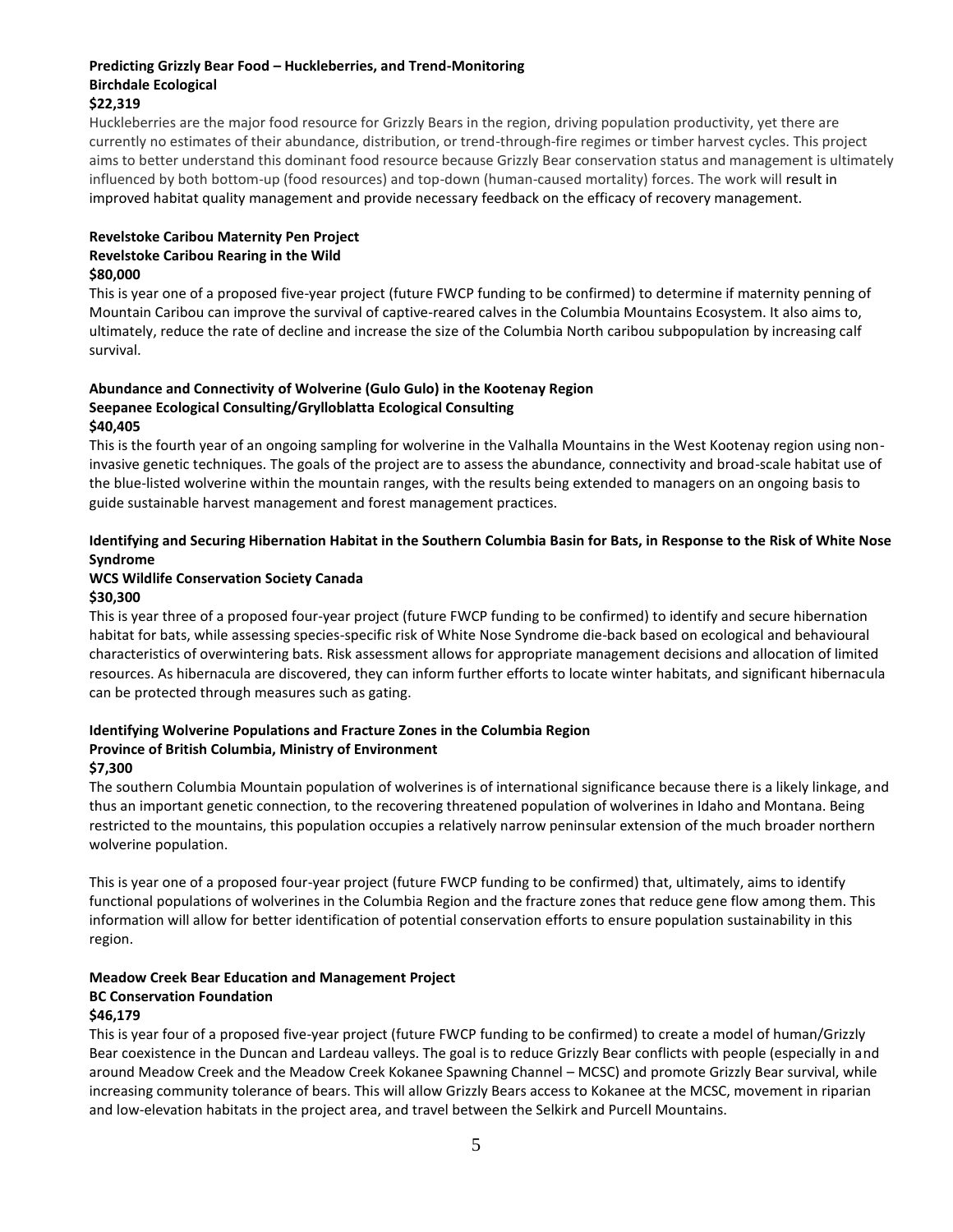**Predicting Grizzly Bear Food – Huckleberries, and Trend-Monitoring**
**Birchdale Ecological**
**$22,319**

Huckleberries are the major food resource for Grizzly Bears in the region, driving population productivity, yet there are currently no estimates of their abundance, distribution, or trend-through-fire regimes or timber harvest cycles. This project aims to better understand this dominant food resource because Grizzly Bear conservation status and management is ultimately influenced by both bottom-up (food resources) and top-down (human-caused mortality) forces. The work will result in improved habitat quality management and provide necessary feedback on the efficacy of recovery management.

**Revelstoke Caribou Maternity Pen Project**
**Revelstoke Caribou Rearing in the Wild**
**$80,000**

This is year one of a proposed five-year project (future FWCP funding to be confirmed) to determine if maternity penning of Mountain Caribou can improve the survival of captive-reared calves in the Columbia Mountains Ecosystem. It also aims to, ultimately, reduce the rate of decline and increase the size of the Columbia North caribou subpopulation by increasing calf survival.

**Abundance and Connectivity of Wolverine (Gulo Gulo) in the Kootenay Region**
**Seepanee Ecological Consulting/Grylloblatta Ecological Consulting**
**$40,405**

This is the fourth year of an ongoing sampling for wolverine in the Valhalla Mountains in the West Kootenay region using non-invasive genetic techniques. The goals of the project are to assess the abundance, connectivity and broad-scale habitat use of the blue-listed wolverine within the mountain ranges, with the results being extended to managers on an ongoing basis to guide sustainable harvest management and forest management practices.

**Identifying and Securing Hibernation Habitat in the Southern Columbia Basin for Bats, in Response to the Risk of White Nose Syndrome**
**WCS Wildlife Conservation Society Canada**
**$30,300**

This is year three of a proposed four-year project (future FWCP funding to be confirmed) to identify and secure hibernation habitat for bats, while assessing species-specific risk of White Nose Syndrome die-back based on ecological and behavioural characteristics of overwintering bats. Risk assessment allows for appropriate management decisions and allocation of limited resources. As hibernacula are discovered, they can inform further efforts to locate winter habitats, and significant hibernacula can be protected through measures such as gating.

**Identifying Wolverine Populations and Fracture Zones in the Columbia Region**
**Province of British Columbia, Ministry of Environment**
**$7,300**

The southern Columbia Mountain population of wolverines is of international significance because there is a likely linkage, and thus an important genetic connection, to the recovering threatened population of wolverines in Idaho and Montana. Being restricted to the mountains, this population occupies a relatively narrow peninsular extension of the much broader northern wolverine population.

This is year one of a proposed four-year project (future FWCP funding to be confirmed) that, ultimately, aims to identify functional populations of wolverines in the Columbia Region and the fracture zones that reduce gene flow among them. This information will allow for better identification of potential conservation efforts to ensure population sustainability in this region.

**Meadow Creek Bear Education and Management Project**
**BC Conservation Foundation**
**$46,179**

This is year four of a proposed five-year project (future FWCP funding to be confirmed) to create a model of human/Grizzly Bear coexistence in the Duncan and Lardeau valleys. The goal is to reduce Grizzly Bear conflicts with people (especially in and around Meadow Creek and the Meadow Creek Kokanee Spawning Channel – MCSC) and promote Grizzly Bear survival, while increasing community tolerance of bears. This will allow Grizzly Bears access to Kokanee at the MCSC, movement in riparian and low-elevation habitats in the project area, and travel between the Selkirk and Purcell Mountains.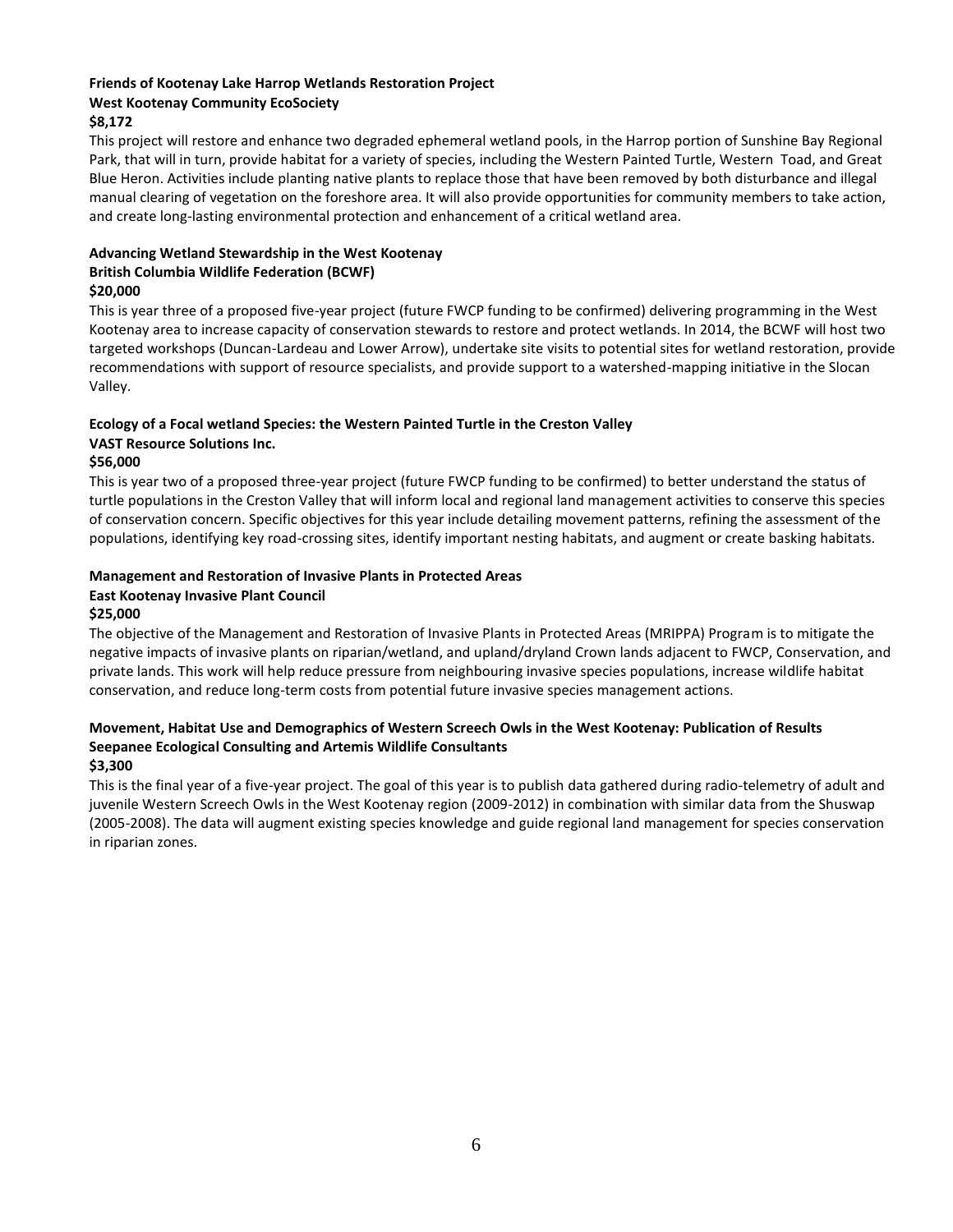**Friends of Kootenay Lake Harrop Wetlands Restoration Project**
**West Kootenay Community EcoSociety**
**$8,172**

This project will restore and enhance two degraded ephemeral wetland pools, in the Harrop portion of Sunshine Bay Regional Park, that will in turn, provide habitat for a variety of species, including the Western Painted Turtle, Western Toad, and Great Blue Heron. Activities include planting native plants to replace those that have been removed by both disturbance and illegal manual clearing of vegetation on the foreshore area. It will also provide opportunities for community members to take action, and create long-lasting environmental protection and enhancement of a critical wetland area.

**Advancing Wetland Stewardship in the West Kootenay**
**British Columbia Wildlife Federation (BCWF)**
**$20,000**

This is year three of a proposed five-year project (future FWCP funding to be confirmed) delivering programming in the West Kootenay area to increase capacity of conservation stewards to restore and protect wetlands. In 2014, the BCWF will host two targeted workshops (Duncan-Lardeau and Lower Arrow), undertake site visits to potential sites for wetland restoration, provide recommendations with support of resource specialists, and provide support to a watershed-mapping initiative in the Slocan Valley.

**Ecology of a Focal wetland Species: the Western Painted Turtle in the Creston Valley**
**VAST Resource Solutions Inc.**
**$56,000**

This is year two of a proposed three-year project (future FWCP funding to be confirmed) to better understand the status of turtle populations in the Creston Valley that will inform local and regional land management activities to conserve this species of conservation concern. Specific objectives for this year include detailing movement patterns, refining the assessment of the populations, identifying key road-crossing sites, identify important nesting habitats, and augment or create basking habitats.

**Management and Restoration of Invasive Plants in Protected Areas**
**East Kootenay Invasive Plant Council**
**$25,000**

The objective of the Management and Restoration of Invasive Plants in Protected Areas (MRIPPA) Program is to mitigate the negative impacts of invasive plants on riparian/wetland, and upland/dryland Crown lands adjacent to FWCP, Conservation, and private lands. This work will help reduce pressure from neighbouring invasive species populations, increase wildlife habitat conservation, and reduce long-term costs from potential future invasive species management actions.

**Movement, Habitat Use and Demographics of Western Screech Owls in the West Kootenay: Publication of Results**
**Seepanee Ecological Consulting and Artemis Wildlife Consultants**
**$3,300**

This is the final year of a five-year project. The goal of this year is to publish data gathered during radio-telemetry of adult and juvenile Western Screech Owls in the West Kootenay region (2009-2012) in combination with similar data from the Shuswap (2005-2008). The data will augment existing species knowledge and guide regional land management for species conservation in riparian zones.